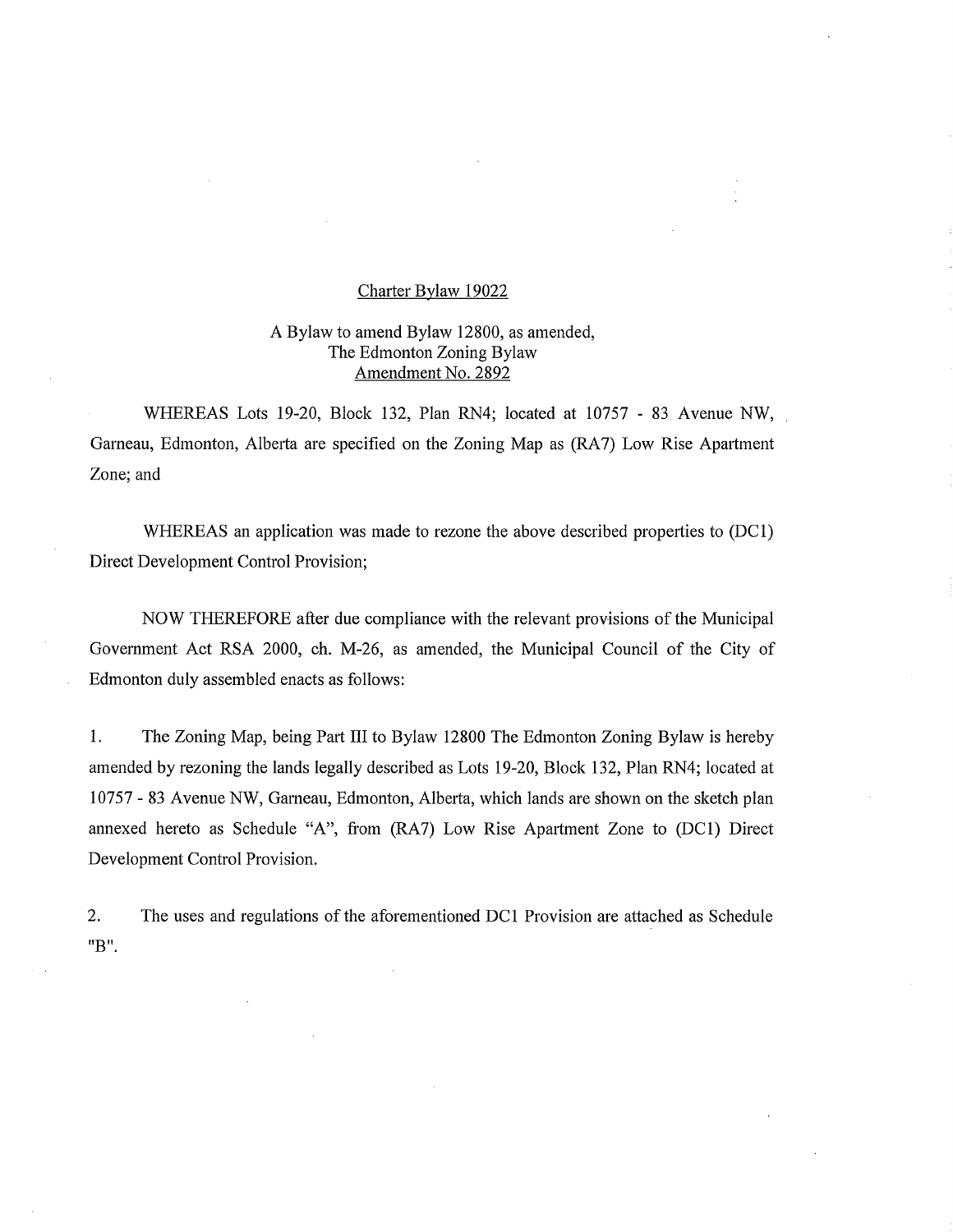Charter Bylaw 19022

A Bylaw to amend Bylaw 12800, as amended,
The Edmonton Zoning Bylaw
Amendment No. 2892

WHEREAS Lots 19-20, Block 132, Plan RN4; located at 10757 - 83 Avenue NW, Garneau, Edmonton, Alberta are specified on the Zoning Map as (RA7) Low Rise Apartment Zone; and

WHEREAS an application was made to rezone the above described properties to (DC1) Direct Development Control Provision;

NOW THEREFORE after due compliance with the relevant provisions of the Municipal Government Act RSA 2000, ch. M-26, as amended, the Municipal Council of the City of Edmonton duly assembled enacts as follows:

1. The Zoning Map, being Part III to Bylaw 12800 The Edmonton Zoning Bylaw is hereby amended by rezoning the lands legally described as Lots 19-20, Block 132, Plan RN4; located at 10757 - 83 Avenue NW, Garneau, Edmonton, Alberta, which lands are shown on the sketch plan annexed hereto as Schedule "A", from (RA7) Low Rise Apartment Zone to (DC1) Direct Development Control Provision.

2. The uses and regulations of the aforementioned DC1 Provision are attached as Schedule "B".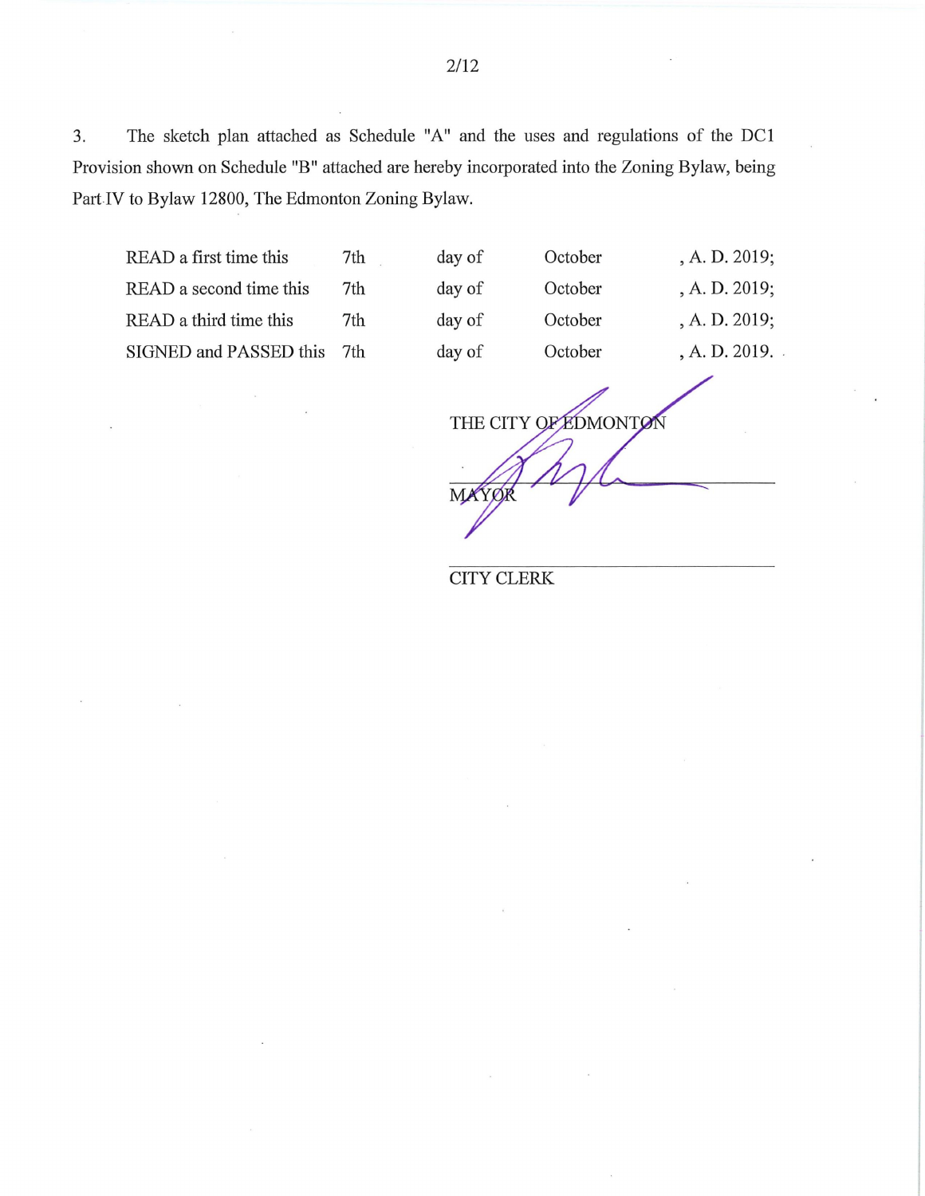3. The sketch plan attached as Schedule "A" and the uses and regulations of the DC1 Provision shown on Schedule "B" attached are hereby incorporated into the Zoning Bylaw, being Part IV to Bylaw 12800, The Edmonton Zoning Bylaw.

| | | | | |
|---|---|---|---|---|
| READ a first time this | 7th | day of | October | , A. D. 2019; |
| READ a second time this | 7th | day of | October | , A. D. 2019; |
| READ a third time this | 7th | day of | October | , A. D. 2019; |
| SIGNED and PASSED this | 7th | day of | October | , A. D. 2019. |

THE CITY OF EDMONTON

MAYOR

CITY CLERK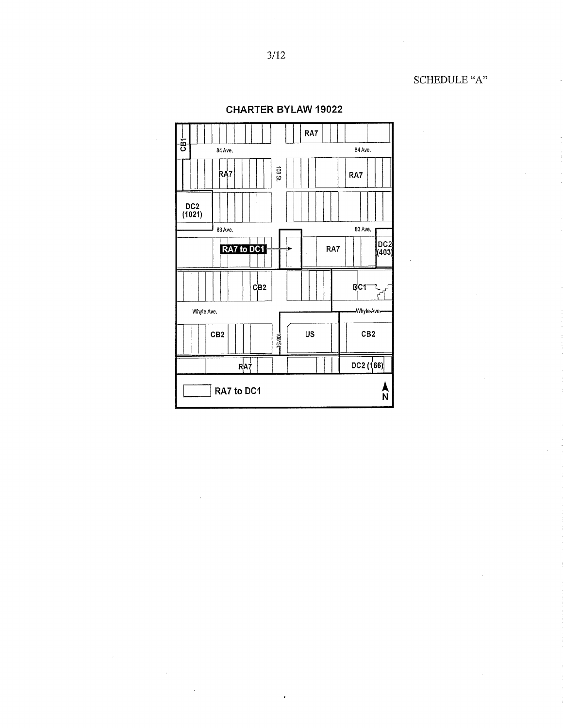SCHEDULE "A"

**CHARTER BYLAW 19022**

CB1

84 Ave.

84 Ave.

RA7

RA7

108 St.

RA7

DC2 (1021)

83 Ave.

83 Ave.

RA7 to DC1

RA7

DC2 (403)

CB2

DC1

Whyte Ave.

Whyte Ave.

CB2

108 St.

US

CB2

RA7

DC2 (166)

RA7 to DC1

N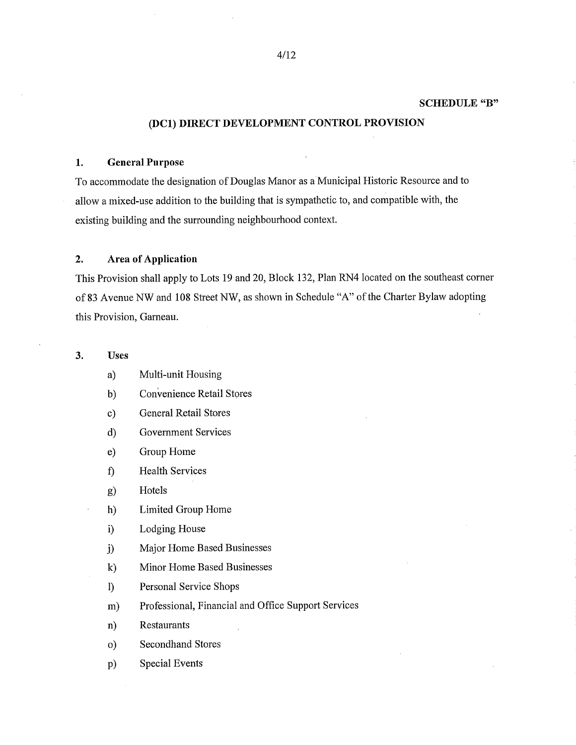**SCHEDULE "B"**

## (DC1) DIRECT DEVELOPMENT CONTROL PROVISION

### 1. General Purpose

To accommodate the designation of Douglas Manor as a Municipal Historic Resource and to allow a mixed-use addition to the building that is sympathetic to, and compatible with, the existing building and the surrounding neighbourhood context.

### 2. Area of Application

This Provision shall apply to Lots 19 and 20, Block 132, Plan RN4 located on the southeast corner of 83 Avenue NW and 108 Street NW, as shown in Schedule "A" of the Charter Bylaw adopting this Provision, Garneau.

### 3. Uses

a) Multi-unit Housing

b) Convenience Retail Stores

c) General Retail Stores

d) Government Services

e) Group Home

f) Health Services

g) Hotels

h) Limited Group Home

i) Lodging House

j) Major Home Based Businesses

k) Minor Home Based Businesses

l) Personal Service Shops

m) Professional, Financial and Office Support Services

n) Restaurants

o) Secondhand Stores

p) Special Events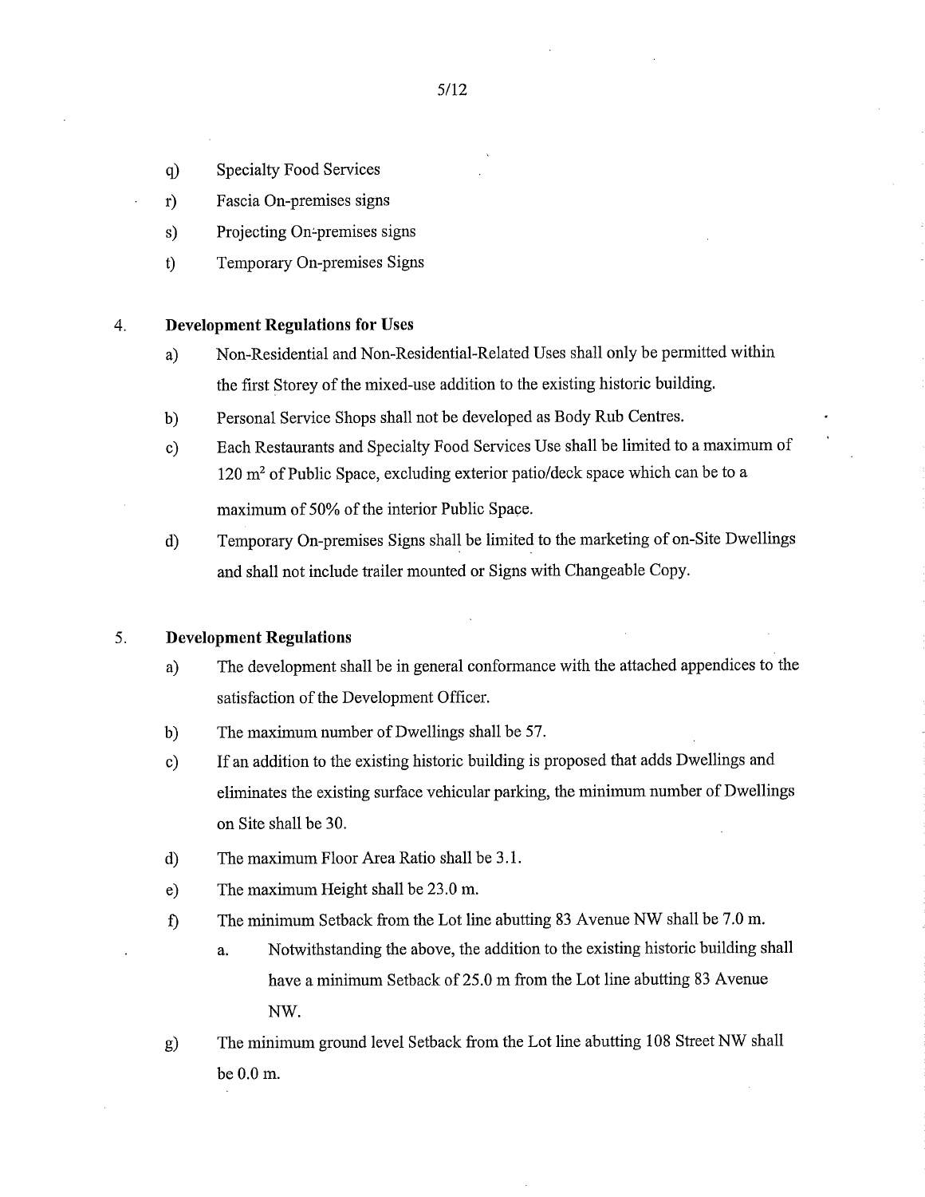q) Specialty Food Services

r) Fascia On-premises signs

s) Projecting On-premises signs

t) Temporary On-premises Signs

4. **Development Regulations for Uses**

   a) Non-Residential and Non-Residential-Related Uses shall only be permitted within the first Storey of the mixed-use addition to the existing historic building.

   b) Personal Service Shops shall not be developed as Body Rub Centres.

   c) Each Restaurants and Specialty Food Services Use shall be limited to a maximum of 120 $m^2$ of Public Space, excluding exterior patio/deck space which can be to a maximum of 50% of the interior Public Space.

   d) Temporary On-premises Signs shall be limited to the marketing of on-Site Dwellings and shall not include trailer mounted or Signs with Changeable Copy.

5. **Development Regulations**

   a) The development shall be in general conformance with the attached appendices to the satisfaction of the Development Officer.

   b) The maximum number of Dwellings shall be 57.

   c) If an addition to the existing historic building is proposed that adds Dwellings and eliminates the existing surface vehicular parking, the minimum number of Dwellings on Site shall be 30.

   d) The maximum Floor Area Ratio shall be 3.1.

   e) The maximum Height shall be 23.0 m.

   f) The minimum Setback from the Lot line abutting 83 Avenue NW shall be 7.0 m.

      a. Notwithstanding the above, the addition to the existing historic building shall have a minimum Setback of 25.0 m from the Lot line abutting 83 Avenue NW.

   g) The minimum ground level Setback from the Lot line abutting 108 Street NW shall be 0.0 m.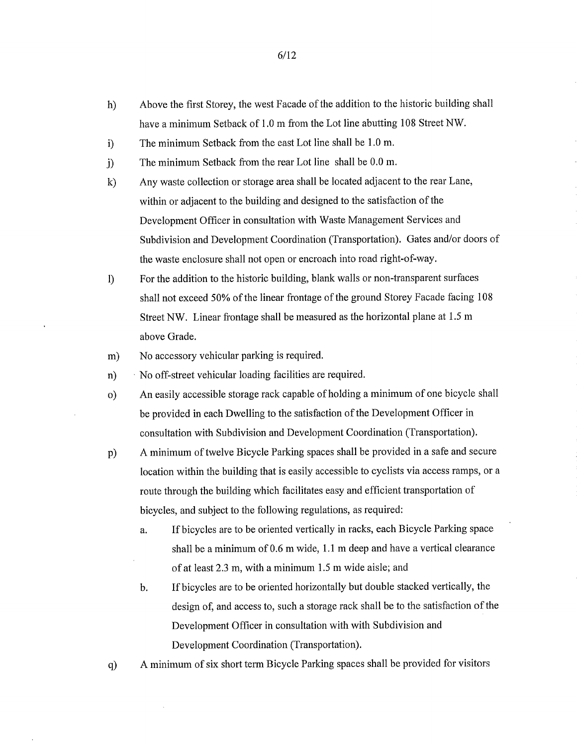h) Above the first Storey, the west Facade of the addition to the historic building shall have a minimum Setback of 1.0 m from the Lot line abutting 108 Street NW.

i) The minimum Setback from the east Lot line shall be 1.0 m.

j) The minimum Setback from the rear Lot line shall be 0.0 m.

k) Any waste collection or storage area shall be located adjacent to the rear Lane, within or adjacent to the building and designed to the satisfaction of the Development Officer in consultation with Waste Management Services and Subdivision and Development Coordination (Transportation). Gates and/or doors of the waste enclosure shall not open or encroach into road right-of-way.

l) For the addition to the historic building, blank walls or non-transparent surfaces shall not exceed 50% of the linear frontage of the ground Storey Facade facing 108 Street NW. Linear frontage shall be measured as the horizontal plane at 1.5 m above Grade.

m) No accessory vehicular parking is required.

n) No off-street vehicular loading facilities are required.

o) An easily accessible storage rack capable of holding a minimum of one bicycle shall be provided in each Dwelling to the satisfaction of the Development Officer in consultation with Subdivision and Development Coordination (Transportation).

p) A minimum of twelve Bicycle Parking spaces shall be provided in a safe and secure location within the building that is easily accessible to cyclists via access ramps, or a route through the building which facilitates easy and efficient transportation of bicycles, and subject to the following regulations, as required:

   a. If bicycles are to be oriented vertically in racks, each Bicycle Parking space shall be a minimum of 0.6 m wide, 1.1 m deep and have a vertical clearance of at least 2.3 m, with a minimum 1.5 m wide aisle; and

   b. If bicycles are to be oriented horizontally but double stacked vertically, the design of, and access to, such a storage rack shall be to the satisfaction of the Development Officer in consultation with with Subdivision and Development Coordination (Transportation).

q) A minimum of six short term Bicycle Parking spaces shall be provided for visitors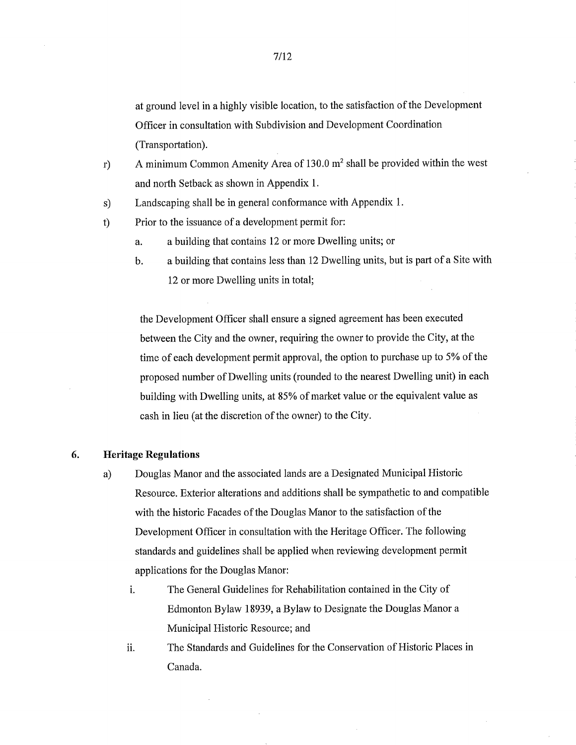at ground level in a highly visible location, to the satisfaction of the Development Officer in consultation with Subdivision and Development Coordination (Transportation).

r) A minimum Common Amenity Area of 130.0 $m^2$ shall be provided within the west and north Setback as shown in Appendix 1.

s) Landscaping shall be in general conformance with Appendix 1.

t) Prior to the issuance of a development permit for:

   a. a building that contains 12 or more Dwelling units; or

   b. a building that contains less than 12 Dwelling units, but is part of a Site with 12 or more Dwelling units in total;

   the Development Officer shall ensure a signed agreement has been executed between the City and the owner, requiring the owner to provide the City, at the time of each development permit approval, the option to purchase up to 5% of the proposed number of Dwelling units (rounded to the nearest Dwelling unit) in each building with Dwelling units, at 85% of market value or the equivalent value as cash in lieu (at the discretion of the owner) to the City.

## 6. Heritage Regulations

a) Douglas Manor and the associated lands are a Designated Municipal Historic Resource. Exterior alterations and additions shall be sympathetic to and compatible with the historic Facades of the Douglas Manor to the satisfaction of the Development Officer in consultation with the Heritage Officer. The following standards and guidelines shall be applied when reviewing development permit applications for the Douglas Manor:

   i. The General Guidelines for Rehabilitation contained in the City of Edmonton Bylaw 18939, a Bylaw to Designate the Douglas Manor a Municipal Historic Resource; and

   ii. The Standards and Guidelines for the Conservation of Historic Places in Canada.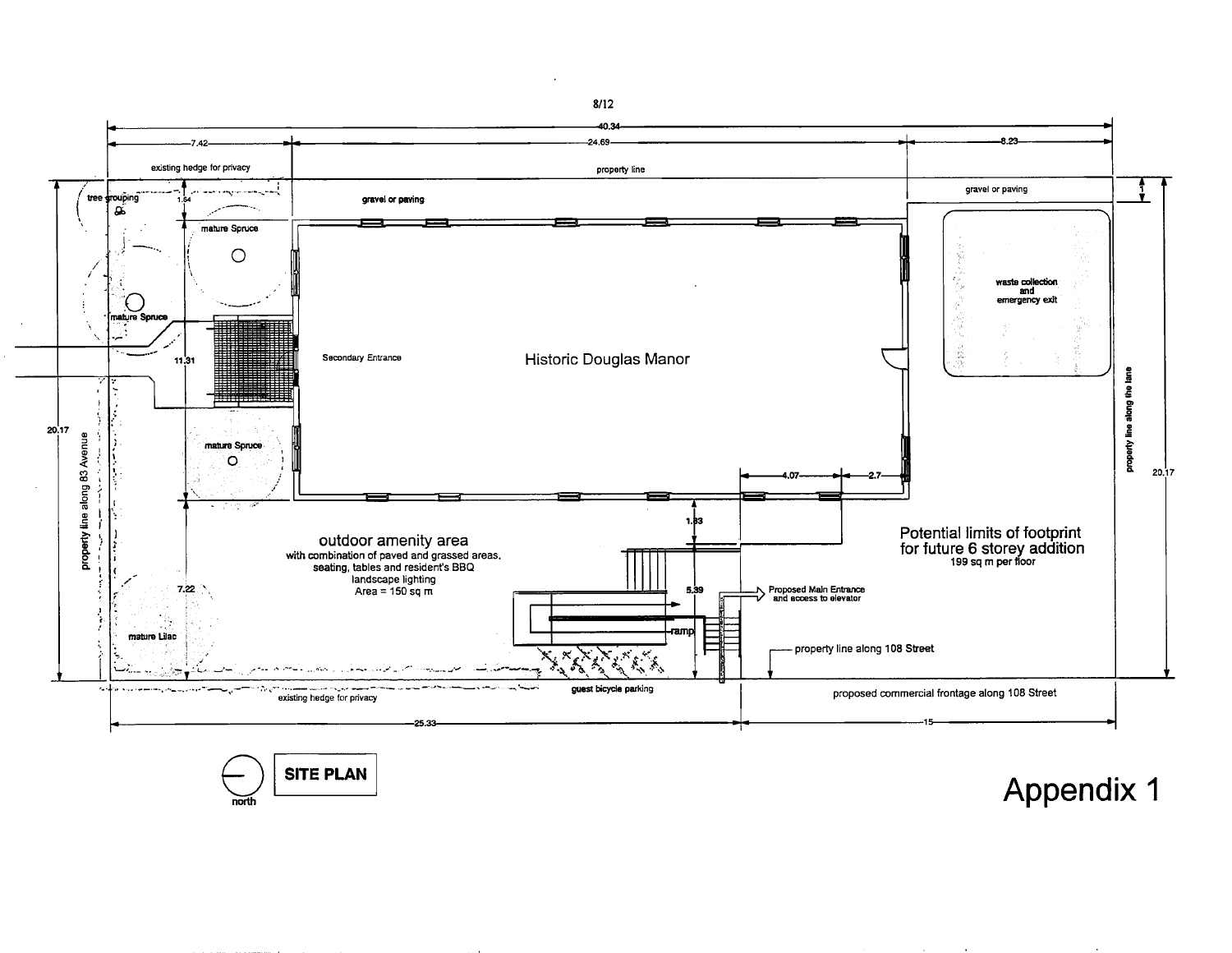40.34

7.42 | 24.69 | 8.23

existing hedge for privacy

property line

tree grouping

1.64

gravel or paving

gravel or paving

1

mature Spruce

mature Spruce

waste collection
and
emergency exit

11.31

Secondary Entrance

Historic Douglas Manor

property line along the lane

20.17

20.17

mature Spruce

property line along 83 Avenue

4.07

2.7

1.83

outdoor amenity area
with combination of paved and grassed areas,
seating, tables and resident's BBQ
landscape lighting
Area = 150 sq m

Potential limits of footprint
for future 6 storey addition
199 sq m per floor

7.22

5.39

Proposed Main Entrance
and access to elevator

ramp

mature Lilac

property line along 108 Street

guest bicycle parking

existing hedge for privacy

proposed commercial frontage along 108 Street

25.33 | 15

north

**SITE PLAN**

# Appendix 1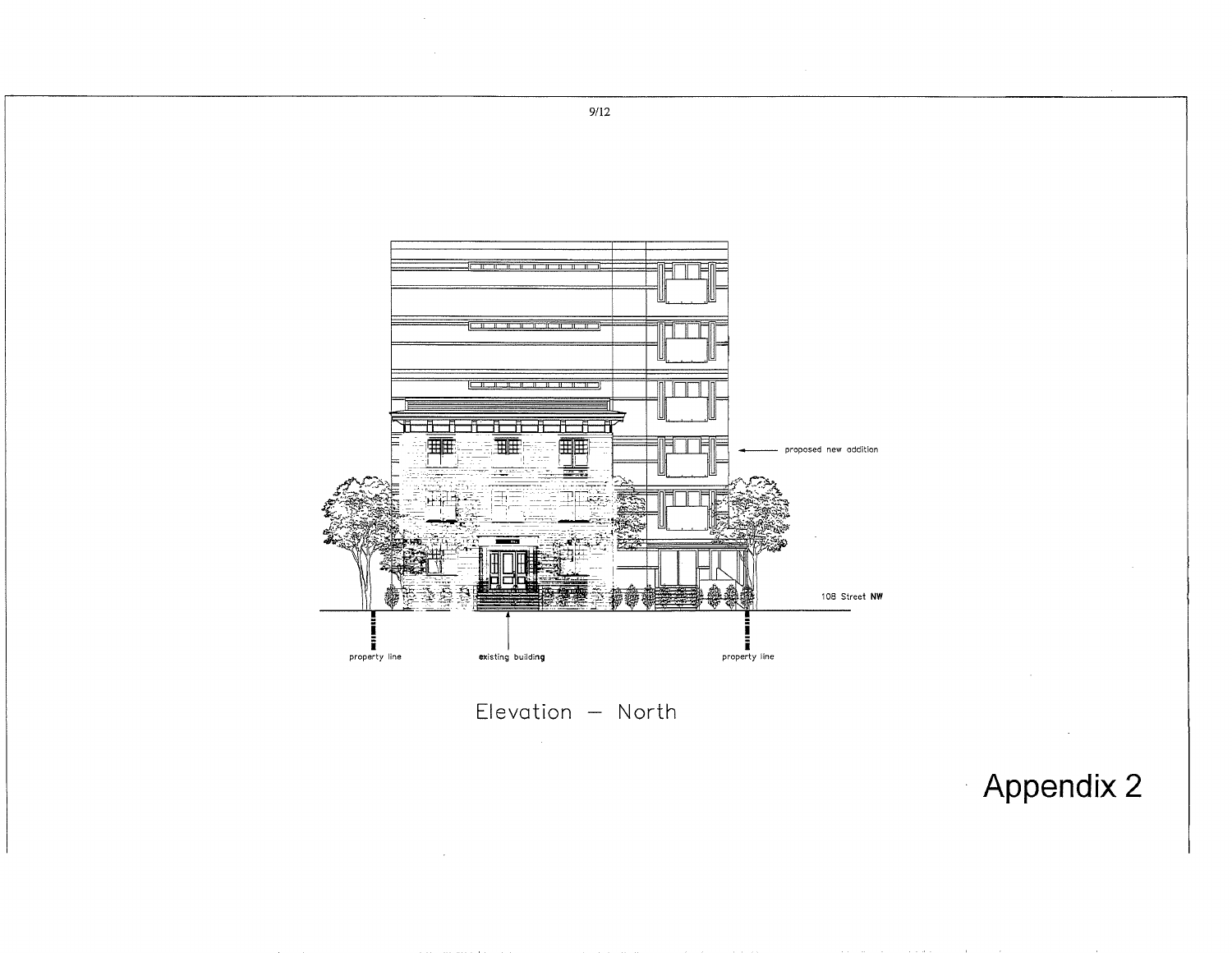proposed new addition

108 Street NW

property line

existing building

property line

Elevation — North

Appendix 2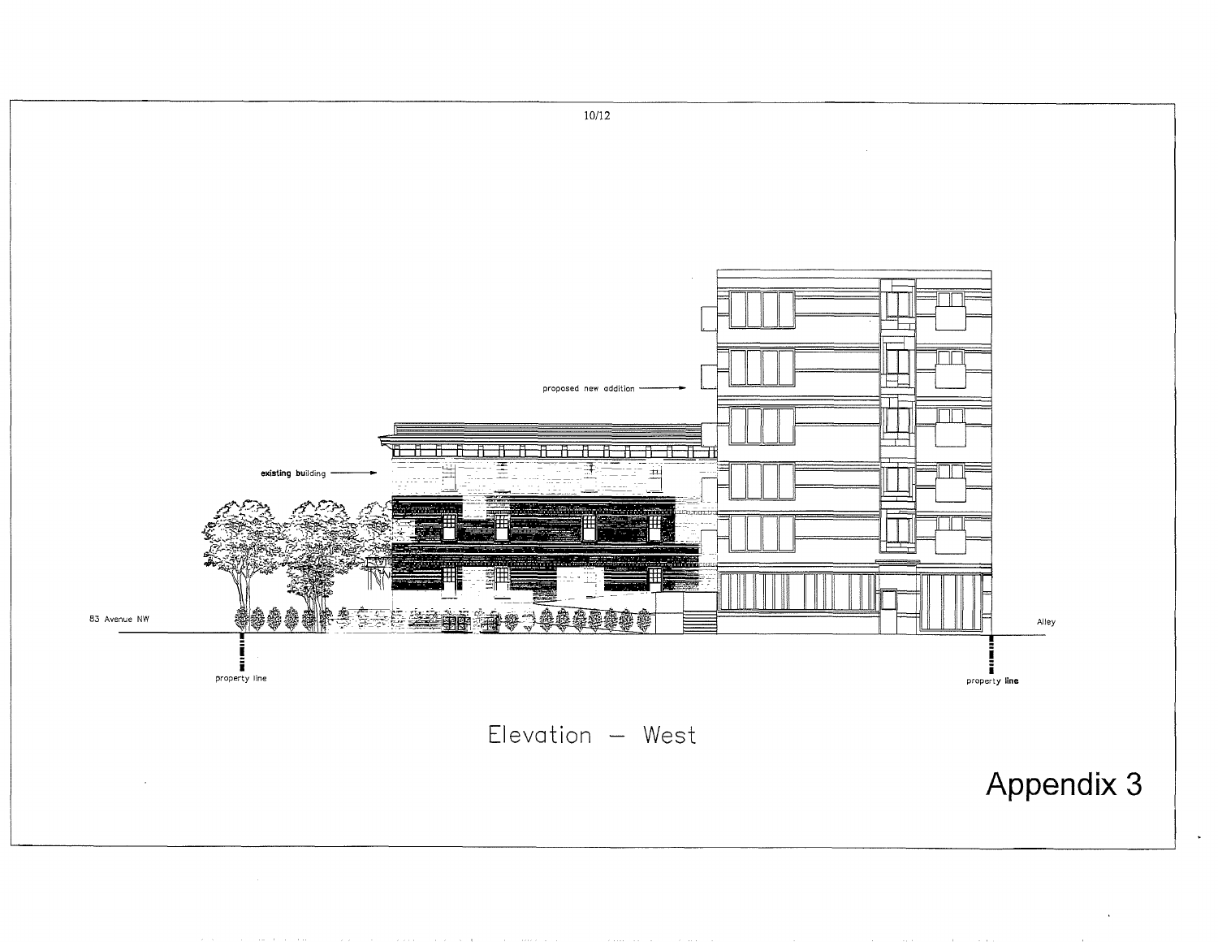proposed new addition

existing building

83 Avenue NW

Alley

property line

property line

Elevation — West

Appendix 3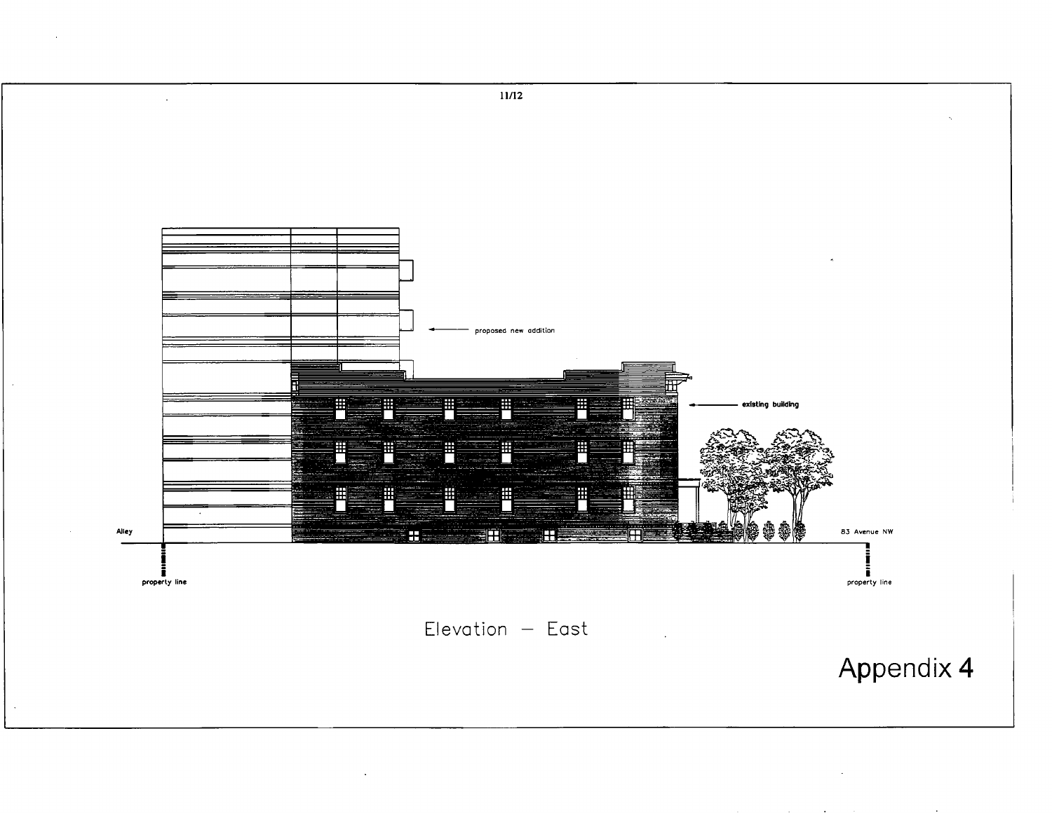proposed new addition

existing building

Alley

83 Avenue NW

property line

property line

Elevation — East

Appendix 4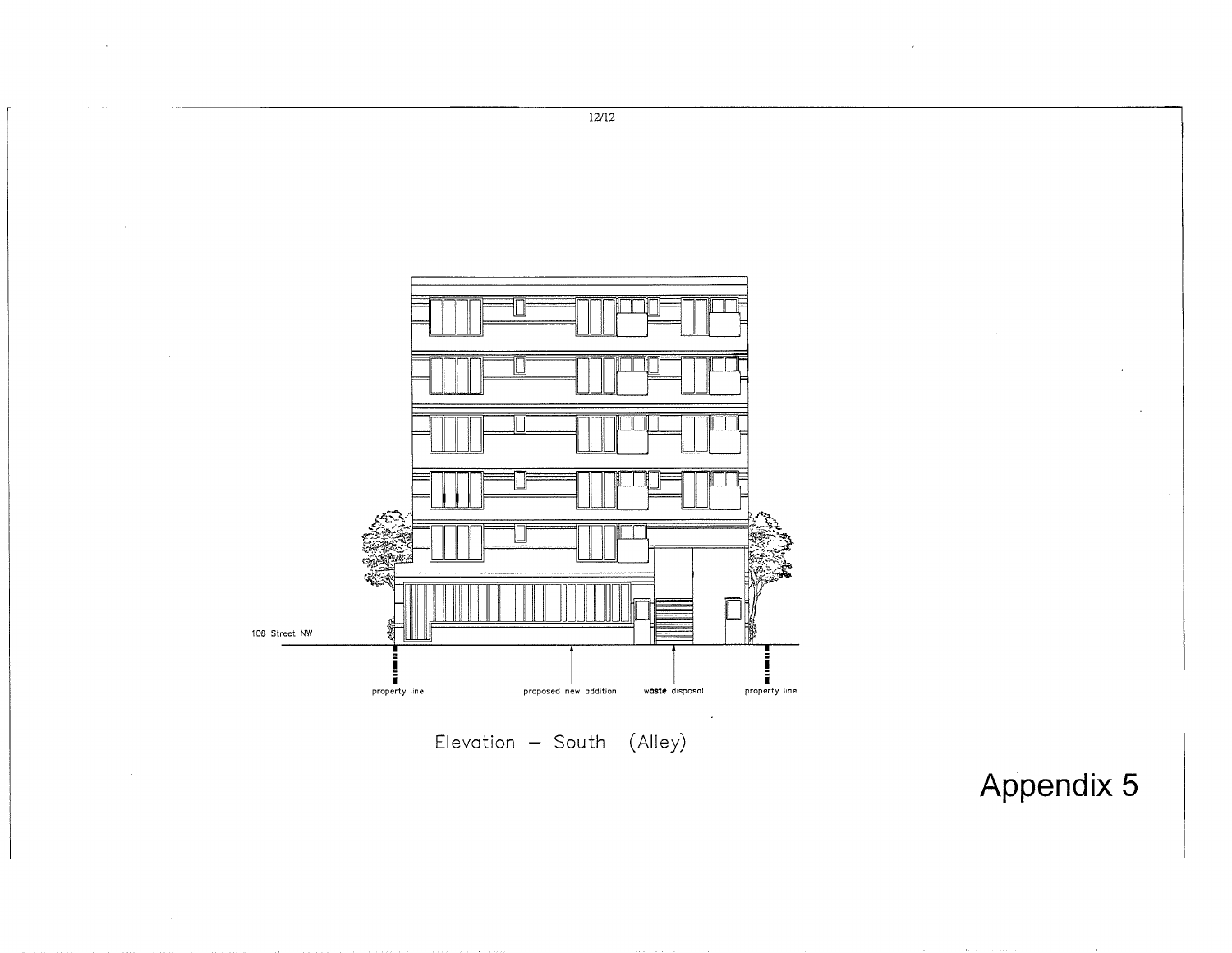108 Street NW

property line

proposed new addition

waste disposal

property line

Elevation – South (Alley)

Appendix 5